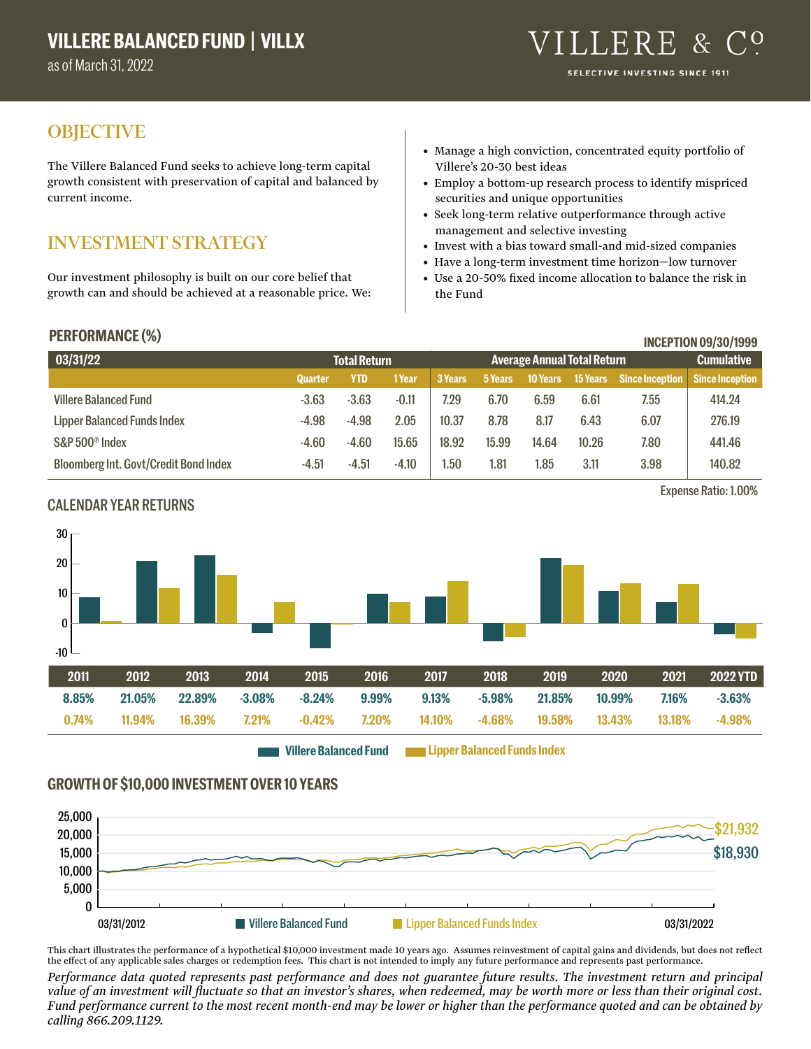# VILLERE BALANCED FUND | VILLX

as of March 31, 2022

VILLERE & Co

SELECTIVE INVESTING SINCE 1911

## OBJECTIVE

The Villere Balanced Fund seeks to achieve long-term capital growth consistent with preservation of capital and balanced by current income.

## INVESTMENT STRATEGY

Our investment philosophy is built on our core belief that growth can and should be achieved at a reasonable price. We:

- Manage a high conviction, concentrated equity portfolio of Villere's 20-30 best ideas
- Employ a bottom-up research process to identify mispriced securities and unique opportunities
- Seek long-term relative outperformance through active management and selective investing
- Invest with a bias toward small-and mid-sized companies
- Have a long-term investment time horizon—low turnover
- Use a 20-50% fixed income allocation to balance the risk in the Fund

## PERFORMANCE (%)

INCEPTION 09/30/1999

| 03/31/22 | Total Return | | | Average Annual Total Return | | | | | Cumulative |
|---|---|---|---|---|---|---|---|---|---|
| | Quarter | YTD | 1 Year | 3 Years | 5 Years | 10 Years | 15 Years | Since Inception | Since Inception |
| Villere Balanced Fund | -3.63 | -3.63 | -0.11 | 7.29 | 6.70 | 6.59 | 6.61 | 7.55 | 414.24 |
| Lipper Balanced Funds Index | -4.98 | -4.98 | 2.05 | 10.37 | 8.78 | 8.17 | 6.43 | 6.07 | 276.19 |
| S&P 500® Index | -4.60 | -4.60 | 15.65 | 18.92 | 15.99 | 14.64 | 10.26 | 7.80 | 441.46 |
| Bloomberg Int. Govt/Credit Bond Index | -4.51 | -4.51 | -4.10 | 1.50 | 1.81 | 1.85 | 3.11 | 3.98 | 140.82 |

Expense Ratio: 1.00%

## CALENDAR YEAR RETURNS

| | 2011 | 2012 | 2013 | 2014 | 2015 | 2016 | 2017 | 2018 | 2019 | 2020 | 2021 | 2022 YTD |
|---|---|---|---|---|---|---|---|---|---|---|---|---|
| Villere Balanced Fund | 8.85% | 21.05% | 22.89% | -3.08% | -8.24% | 9.99% | 9.13% | -5.98% | 21.85% | 10.99% | 7.16% | -3.63% |
| Lipper Balanced Funds Index | 0.74% | 11.94% | 16.39% | 7.21% | -0.42% | 7.20% | 14.10% | -4.68% | 19.58% | 13.43% | 13.18% | -4.98% |

## GROWTH OF $10,000 INVESTMENT OVER 10 YEARS

03/31/2012 – 03/31/2022

Lipper Balanced Funds Index: $21,932

Villere Balanced Fund: $18,930

This chart illustrates the performance of a hypothetical $10,000 investment made 10 years ago. Assumes reinvestment of capital gains and dividends, but does not reflect the effect of any applicable sales charges or redemption fees. This chart is not intended to imply any future performance and represents past performance.

*Performance data quoted represents past performance and does not guarantee future results. The investment return and principal value of an investment will fluctuate so that an investor's shares, when redeemed, may be worth more or less than their original cost. Fund performance current to the most recent month-end may be lower or higher than the performance quoted and can be obtained by calling 866.209.1129.*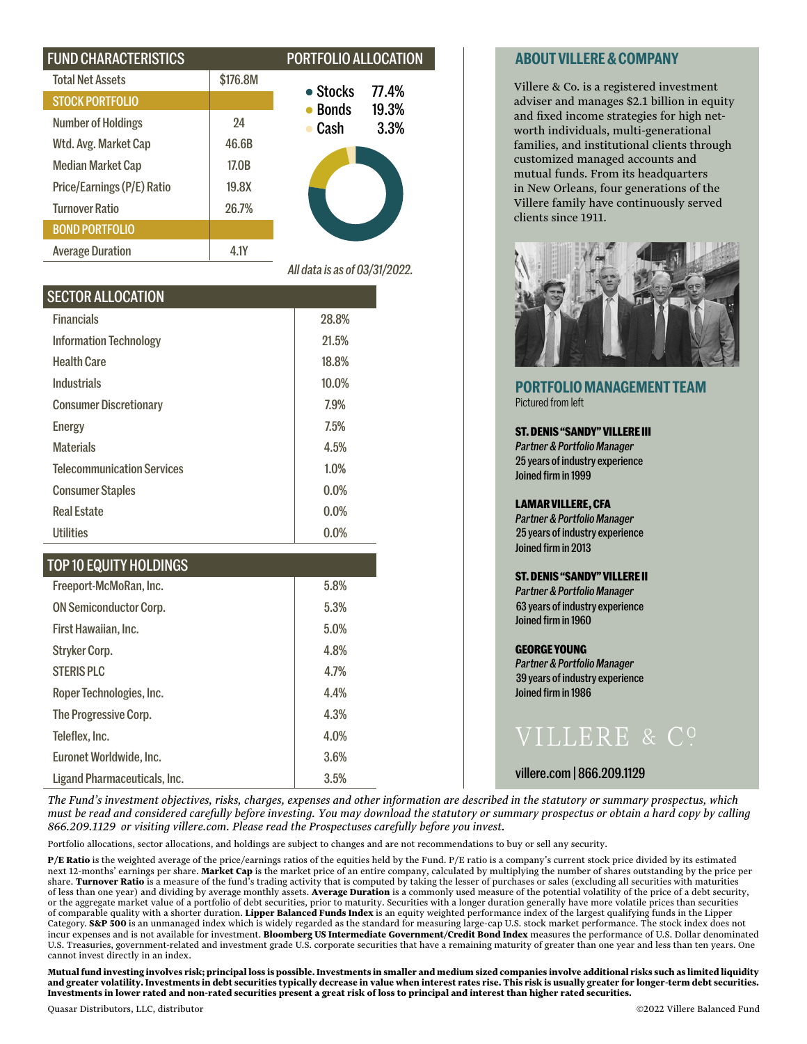## FUND CHARACTERISTICS

| | |
|---|---|
| Total Net Assets | $176.8M |
| **STOCK PORTFOLIO** | |
| Number of Holdings | 24 |
| Wtd. Avg. Market Cap | 46.6B |
| Median Market Cap | 17.0B |
| Price/Earnings (P/E) Ratio | 19.8X |
| Turnover Ratio | 26.7% |
| **BOND PORTFOLIO** | |
| Average Duration | 4.1Y |

## PORTFOLIO ALLOCATION

Stocks 77.4%
Bonds 19.3%
Cash 3.3%

*All data is as of 03/31/2022.*

## SECTOR ALLOCATION

| | |
|---|---|
| Financials | 28.8% |
| Information Technology | 21.5% |
| Health Care | 18.8% |
| Industrials | 10.0% |
| Consumer Discretionary | 7.9% |
| Energy | 7.5% |
| Materials | 4.5% |
| Telecommunication Services | 1.0% |
| Consumer Staples | 0.0% |
| Real Estate | 0.0% |
| Utilities | 0.0% |

## TOP 10 EQUITY HOLDINGS

| | |
|---|---|
| Freeport-McMoRan, Inc. | 5.8% |
| ON Semiconductor Corp. | 5.3% |
| First Hawaiian, Inc. | 5.0% |
| Stryker Corp. | 4.8% |
| STERIS PLC | 4.7% |
| Roper Technologies, Inc. | 4.4% |
| The Progressive Corp. | 4.3% |
| Teleflex, Inc. | 4.0% |
| Euronet Worldwide, Inc. | 3.6% |
| Ligand Pharmaceuticals, Inc. | 3.5% |

## ABOUT VILLERE & COMPANY

Villere & Co. is a registered investment adviser and manages $2.1 billion in equity and fixed income strategies for high net-worth individuals, multi-generational families, and institutional clients through customized managed accounts and mutual funds. From its headquarters in New Orleans, four generations of the Villere family have continuously served clients since 1911.

## PORTFOLIO MANAGEMENT TEAM

Pictured from left

**ST. DENIS "SANDY" VILLERE III**
*Partner & Portfolio Manager*
25 years of industry experience
Joined firm in 1999

**LAMAR VILLERE, CFA**
*Partner & Portfolio Manager*
25 years of industry experience
Joined firm in 2013

**ST. DENIS "SANDY" VILLERE II**
*Partner & Portfolio Manager*
63 years of industry experience
Joined firm in 1960

**GEORGE YOUNG**
*Partner & Portfolio Manager*
39 years of industry experience
Joined firm in 1986

VILLERE & Co

villere.com | 866.209.1129

*The Fund's investment objectives, risks, charges, expenses and other information are described in the statutory or summary prospectus, which must be read and considered carefully before investing. You may download the statutory or summary prospectus or obtain a hard copy by calling 866.209.1129 or visiting villere.com. Please read the Prospectuses carefully before you invest.*

Portfolio allocations, sector allocations, and holdings are subject to changes and are not recommendations to buy or sell any security.

**P/E Ratio** is the weighted average of the price/earnings ratios of the equities held by the Fund. P/E ratio is a company's current stock price divided by its estimated next 12-months' earnings per share. **Market Cap** is the market price of an entire company, calculated by multiplying the number of shares outstanding by the price per share. **Turnover Ratio** is a measure of the fund's trading activity that is computed by taking the lesser of purchases or sales (excluding all securities with maturities of less than one year) and dividing by average monthly assets. **Average Duration** is a commonly used measure of the potential volatility of the price of a debt security, or the aggregate market value of a portfolio of debt securities, prior to maturity. Securities with a longer duration generally have more volatile prices than securities of comparable quality with a shorter duration. **Lipper Balanced Funds Index** is an equity weighted performance index of the largest qualifying funds in the Lipper Category. **S&P 500** is an unmanaged index which is widely regarded as the standard for measuring large-cap U.S. stock market performance. The stock index does not incur expenses and is not available for investment. **Bloomberg US Intermediate Government/Credit Bond Index** measures the performance of U.S. Dollar denominated U.S. Treasuries, government-related and investment grade U.S. corporate securities that have a remaining maturity of greater than one year and less than ten years. One cannot invest directly in an index.

**Mutual fund investing involves risk; principal loss is possible. Investments in smaller and medium sized companies involve additional risks such as limited liquidity and greater volatility. Investments in debt securities typically decrease in value when interest rates rise. This risk is usually greater for longer-term debt securities. Investments in lower rated and non-rated securities present a great risk of loss to principal and interest than higher rated securities.**

Quasar Distributors, LLC, distributor

©2022 Villere Balanced Fund